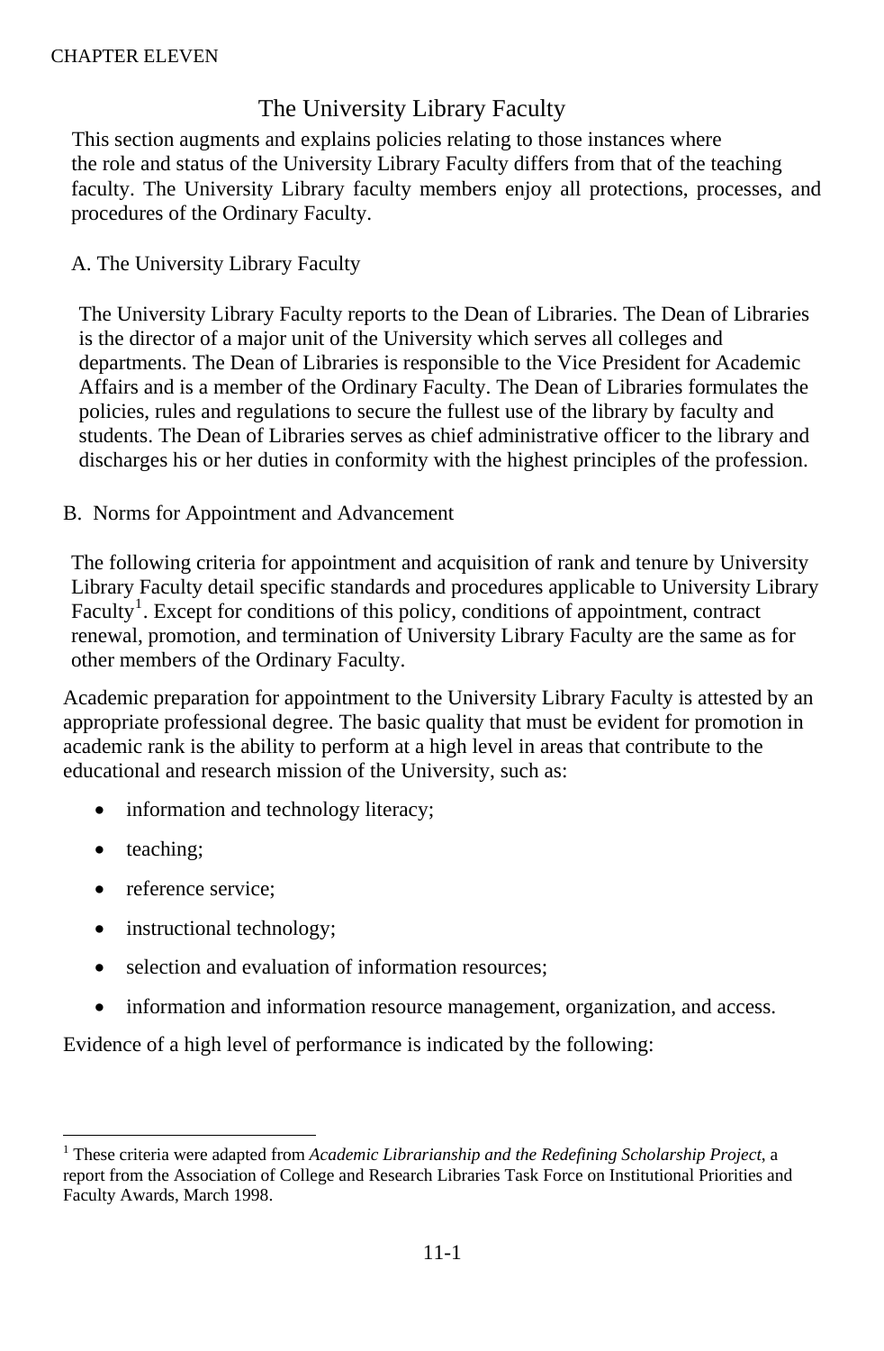CHAPTER ELEVEN

# The University Library Faculty

This section augments and explains policies relating to those instances where the role and status of the University Library Faculty differs from that of the teaching faculty. The University Library faculty members enjoy all protections, processes, and procedures of the Ordinary Faculty.

## A. The University Library Faculty

The University Library Faculty reports to the Dean of Libraries. The Dean of Libraries is the director of a major unit of the University which serves all colleges and departments. The Dean of Libraries is responsible to the Vice President for Academic Affairs and is a member of the Ordinary Faculty. The Dean of Libraries formulates the policies, rules and regulations to secure the fullest use of the library by faculty and students. The Dean of Libraries serves as chief administrative officer to the library and discharges his or her duties in conformity with the highest principles of the profession.

## B. Norms for Appointment and Advancement

The following criteria for appointment and acquisition of rank and tenure by University Library Faculty detail specific standards and procedures applicable to University Library Faculty[1]. Except for conditions of this policy, conditions of appointment, contract renewal, promotion, and termination of University Library Faculty are the same as for other members of the Ordinary Faculty.

Academic preparation for appointment to the University Library Faculty is attested by an appropriate professional degree. The basic quality that must be evident for promotion in academic rank is the ability to perform at a high level in areas that contribute to the educational and research mission of the University, such as:

- information and technology literacy;
- teaching;
- reference service;
- instructional technology;
- selection and evaluation of information resources;
- information and information resource management, organization, and access.

Evidence of a high level of performance is indicated by the following:

[1] These criteria were adapted from *Academic Librarianship and the Redefining Scholarship Project*, a report from the Association of College and Research Libraries Task Force on Institutional Priorities and Faculty Awards, March 1998.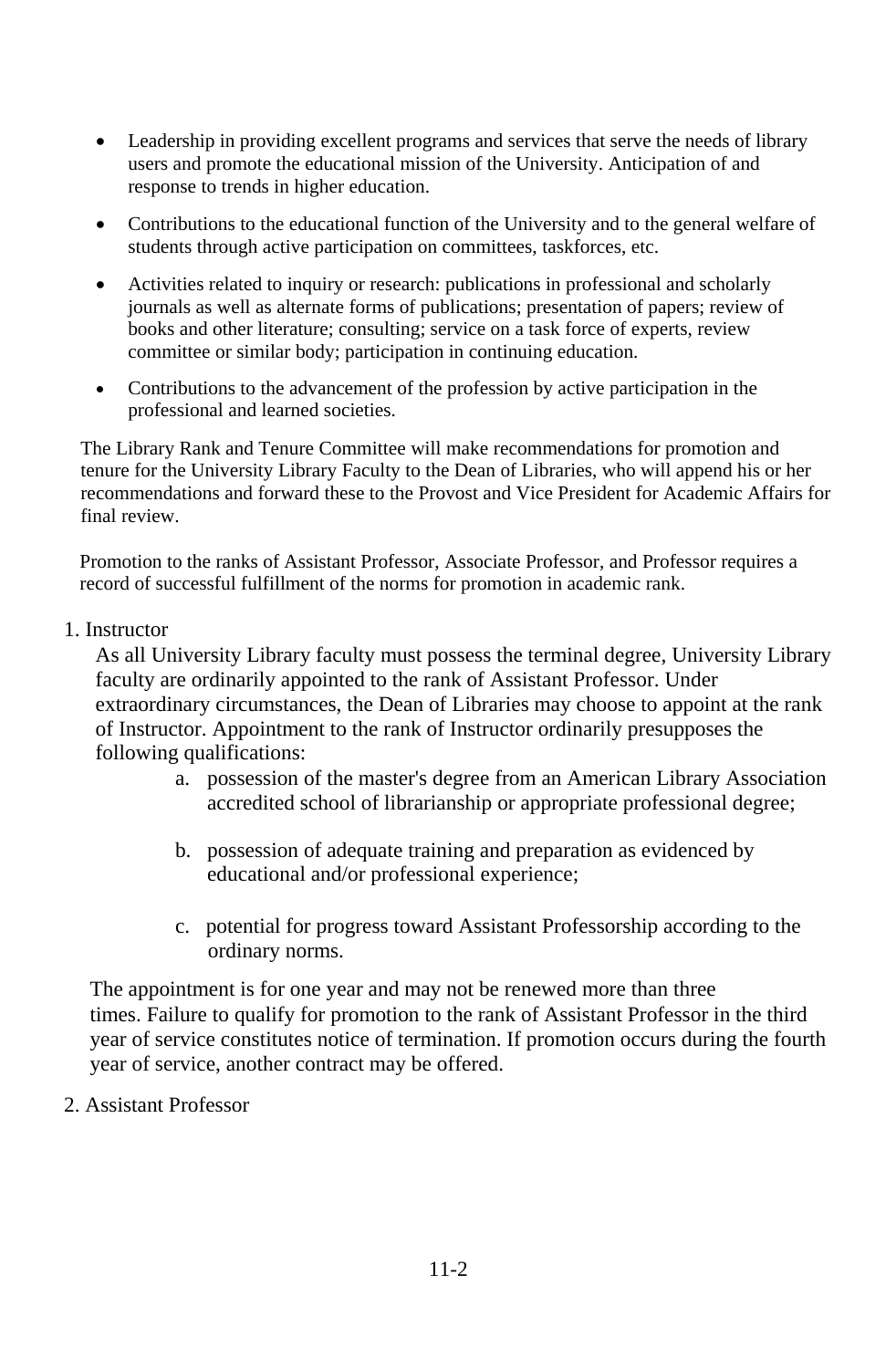- Leadership in providing excellent programs and services that serve the needs of library users and promote the educational mission of the University. Anticipation of and response to trends in higher education.
- Contributions to the educational function of the University and to the general welfare of students through active participation on committees, taskforces, etc.
- Activities related to inquiry or research: publications in professional and scholarly journals as well as alternate forms of publications; presentation of papers; review of books and other literature; consulting; service on a task force of experts, review committee or similar body; participation in continuing education.
- Contributions to the advancement of the profession by active participation in the professional and learned societies.

The Library Rank and Tenure Committee will make recommendations for promotion and tenure for the University Library Faculty to the Dean of Libraries, who will append his or her recommendations and forward these to the Provost and Vice President for Academic Affairs for final review.

Promotion to the ranks of Assistant Professor, Associate Professor, and Professor requires a record of successful fulfillment of the norms for promotion in academic rank.

1. Instructor

   As all University Library faculty must possess the terminal degree, University Library faculty are ordinarily appointed to the rank of Assistant Professor. Under extraordinary circumstances, the Dean of Libraries may choose to appoint at the rank of Instructor. Appointment to the rank of Instructor ordinarily presupposes the following qualifications:

   a. possession of the master's degree from an American Library Association accredited school of librarianship or appropriate professional degree;

   b. possession of adequate training and preparation as evidenced by educational and/or professional experience;

   c. potential for progress toward Assistant Professorship according to the ordinary norms.

   The appointment is for one year and may not be renewed more than three times. Failure to qualify for promotion to the rank of Assistant Professor in the third year of service constitutes notice of termination. If promotion occurs during the fourth year of service, another contract may be offered.

2. Assistant Professor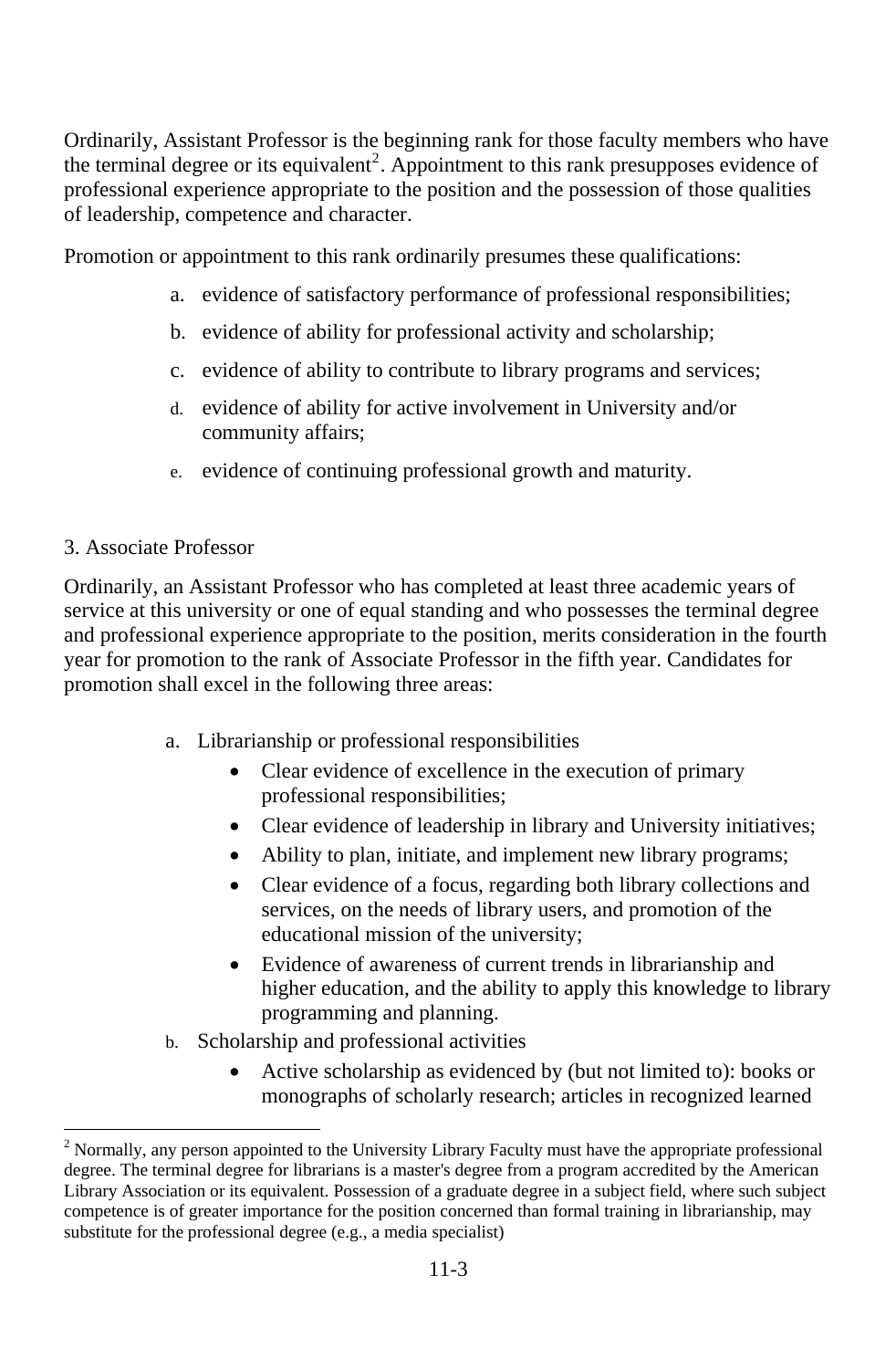Ordinarily, Assistant Professor is the beginning rank for those faculty members who have the terminal degree or its equivalent[2]. Appointment to this rank presupposes evidence of professional experience appropriate to the position and the possession of those qualities of leadership, competence and character.

Promotion or appointment to this rank ordinarily presumes these qualifications:

a. evidence of satisfactory performance of professional responsibilities;
b. evidence of ability for professional activity and scholarship;
c. evidence of ability to contribute to library programs and services;
d. evidence of ability for active involvement in University and/or community affairs;
e. evidence of continuing professional growth and maturity.

3. Associate Professor

Ordinarily, an Assistant Professor who has completed at least three academic years of service at this university or one of equal standing and who possesses the terminal degree and professional experience appropriate to the position, merits consideration in the fourth year for promotion to the rank of Associate Professor in the fifth year. Candidates for promotion shall excel in the following three areas:

a. Librarianship or professional responsibilities
   - Clear evidence of excellence in the execution of primary professional responsibilities;
   - Clear evidence of leadership in library and University initiatives;
   - Ability to plan, initiate, and implement new library programs;
   - Clear evidence of a focus, regarding both library collections and services, on the needs of library users, and promotion of the educational mission of the university;
   - Evidence of awareness of current trends in librarianship and higher education, and the ability to apply this knowledge to library programming and planning.
b. Scholarship and professional activities
   - Active scholarship as evidenced by (but not limited to): books or monographs of scholarly research; articles in recognized learned

[2] Normally, any person appointed to the University Library Faculty must have the appropriate professional degree. The terminal degree for librarians is a master's degree from a program accredited by the American Library Association or its equivalent. Possession of a graduate degree in a subject field, where such subject competence is of greater importance for the position concerned than formal training in librarianship, may substitute for the professional degree (e.g., a media specialist)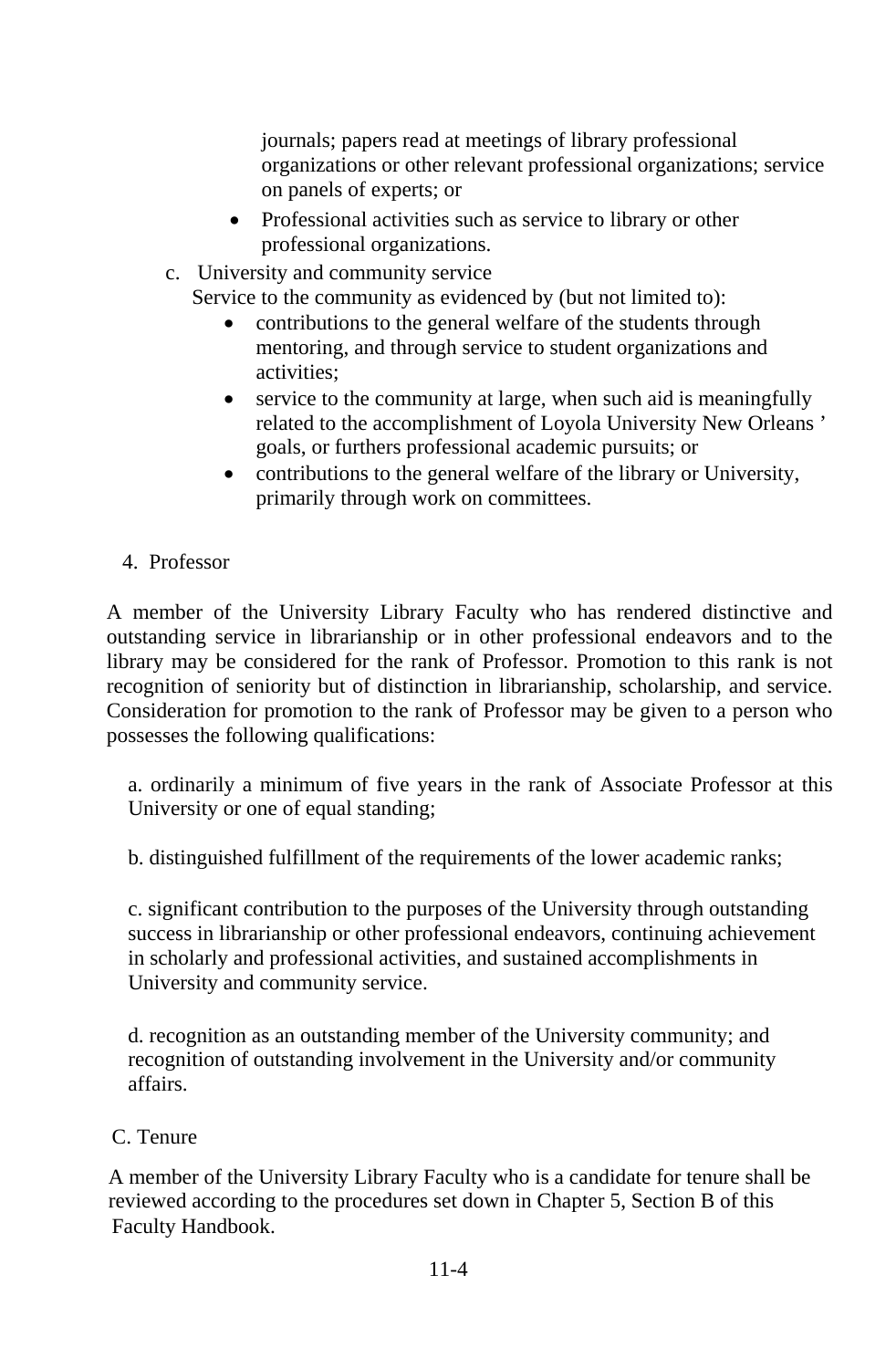journals; papers read at meetings of library professional organizations or other relevant professional organizations; service on panels of experts; or

- Professional activities such as service to library or other professional organizations.

c. University and community service

Service to the community as evidenced by (but not limited to):

- contributions to the general welfare of the students through mentoring, and through service to student organizations and activities;
- service to the community at large, when such aid is meaningfully related to the accomplishment of Loyola University New Orleans ' goals, or furthers professional academic pursuits; or
- contributions to the general welfare of the library or University, primarily through work on committees.

4. Professor

A member of the University Library Faculty who has rendered distinctive and outstanding service in librarianship or in other professional endeavors and to the library may be considered for the rank of Professor. Promotion to this rank is not recognition of seniority but of distinction in librarianship, scholarship, and service. Consideration for promotion to the rank of Professor may be given to a person who possesses the following qualifications:

a. ordinarily a minimum of five years in the rank of Associate Professor at this University or one of equal standing;

b. distinguished fulfillment of the requirements of the lower academic ranks;

c. significant contribution to the purposes of the University through outstanding success in librarianship or other professional endeavors, continuing achievement in scholarly and professional activities, and sustained accomplishments in University and community service.

d. recognition as an outstanding member of the University community; and recognition of outstanding involvement in the University and/or community affairs.

C. Tenure

A member of the University Library Faculty who is a candidate for tenure shall be reviewed according to the procedures set down in Chapter 5, Section B of this Faculty Handbook.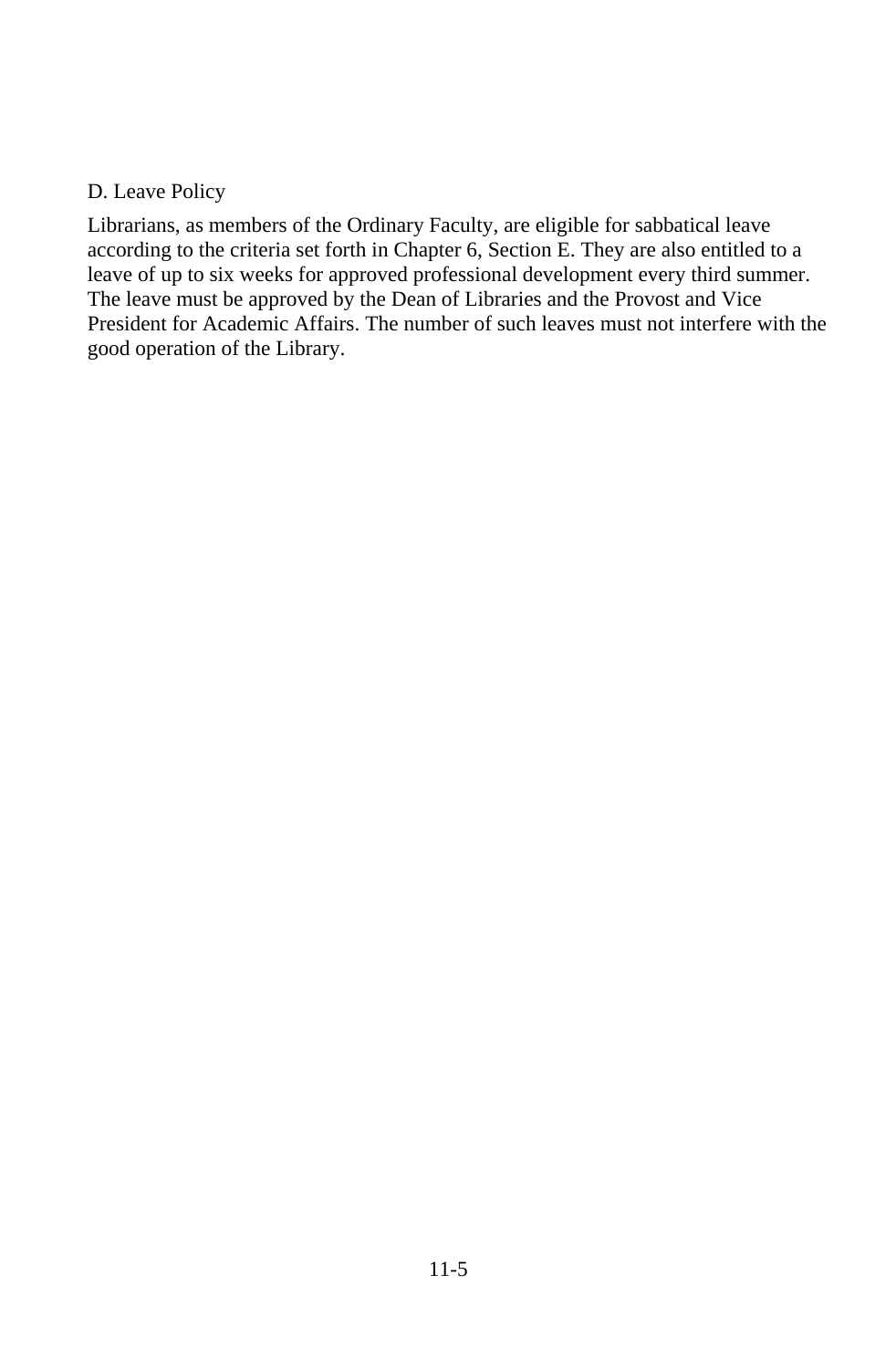### D. Leave Policy

Librarians, as members of the Ordinary Faculty, are eligible for sabbatical leave according to the criteria set forth in Chapter 6, Section E. They are also entitled to a leave of up to six weeks for approved professional development every third summer. The leave must be approved by the Dean of Libraries and the Provost and Vice President for Academic Affairs. The number of such leaves must not interfere with the good operation of the Library.